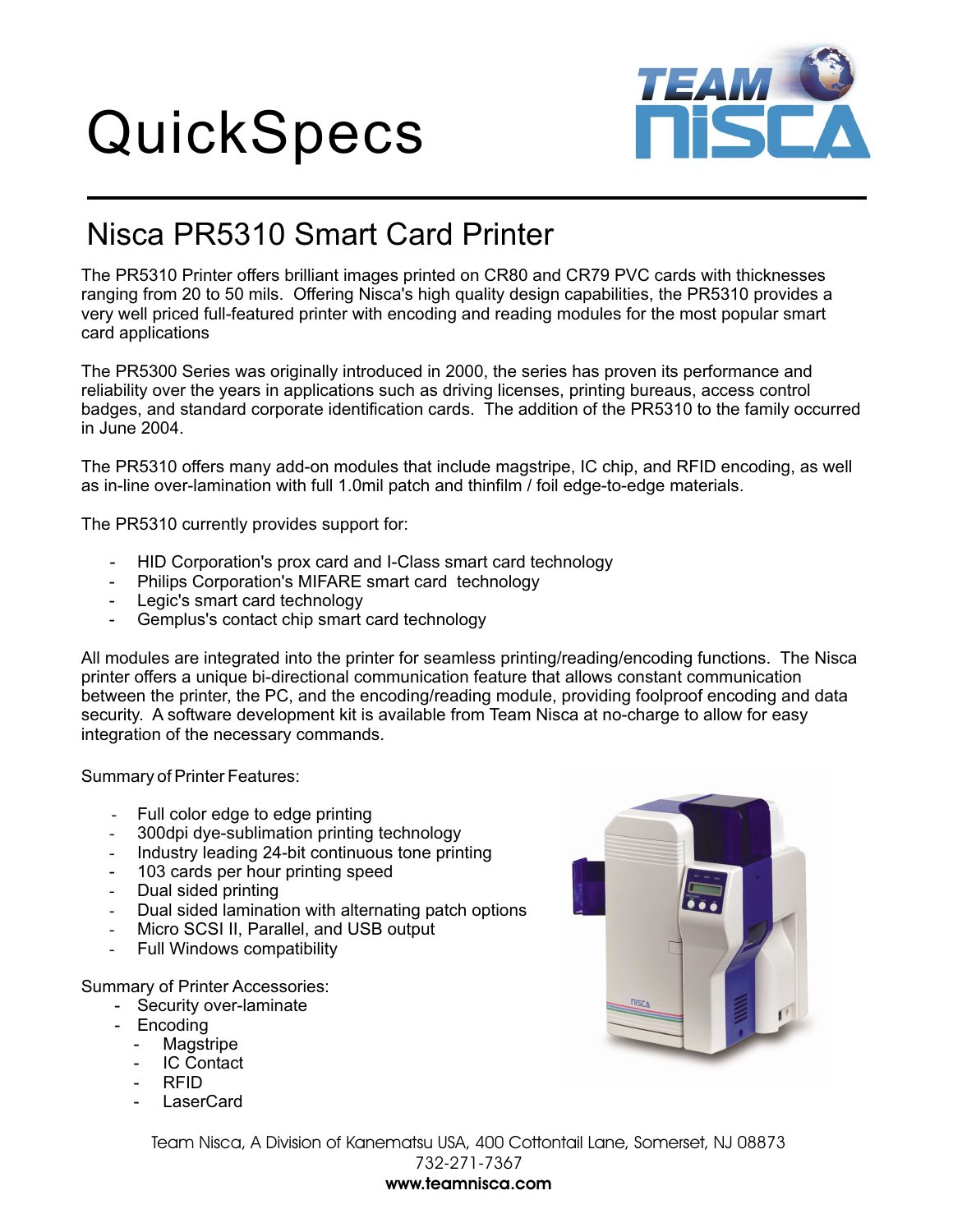# QuickSpecs

## Nisca PR5310 Smart Card Printer

The PR5310 Printer offers brilliant images printed on CR80 and CR79 PVC cards with thicknesses ranging from 20 to 50 mils. Offering Nisca's high quality design capabilities, the PR5310 provides a very well priced full-featured printer with encoding and reading modules for the most popular smart card applications

The PR5300 Series was originally introduced in 2000, the series has proven its performance and reliability over the years in applications such as driving licenses, printing bureaus, access control badges, and standard corporate identification cards. The addition of the PR5310 to the family occurred in June 2004.

The PR5310 offers many add-on modules that include magstripe, IC chip, and RFID encoding, as well as in-line over-lamination with full 1.0mil patch and thinfilm / foil edge-to-edge materials.

The PR5310 currently provides support for:

- HID Corporation's prox card and I-Class smart card technology
- Philips Corporation's MIFARE smart card technology
- Legic's smart card technology
- Gemplus's contact chip smart card technology

All modules are integrated into the printer for seamless printing/reading/encoding functions. The Nisca printer offers a unique bi-directional communication feature that allows constant communication between the printer, the PC, and the encoding/reading module, providing foolproof encoding and data security. A software development kit is available from Team Nisca at no-charge to allow for easy integration of the necessary commands.

Summary of Printer Features:

- Full color edge to edge printing
- 300dpi dye-sublimation printing technology
- Industry leading 24-bit continuous tone printing
- 103 cards per hour printing speed
- Dual sided printing
- Dual sided lamination with alternating patch options
- Micro SCSI II, Parallel, and USB output
- Full Windows compatibility

Summary of Printer Accessories:

- Security over-laminate
- Encoding
  - Magstripe
  - IC Contact
  - RFID
  - LaserCard

Team Nisca, A Division of Kanematsu USA, 400 Cottontail Lane, Somerset, NJ 08873
732-271-7367
**www.teamnisca.com**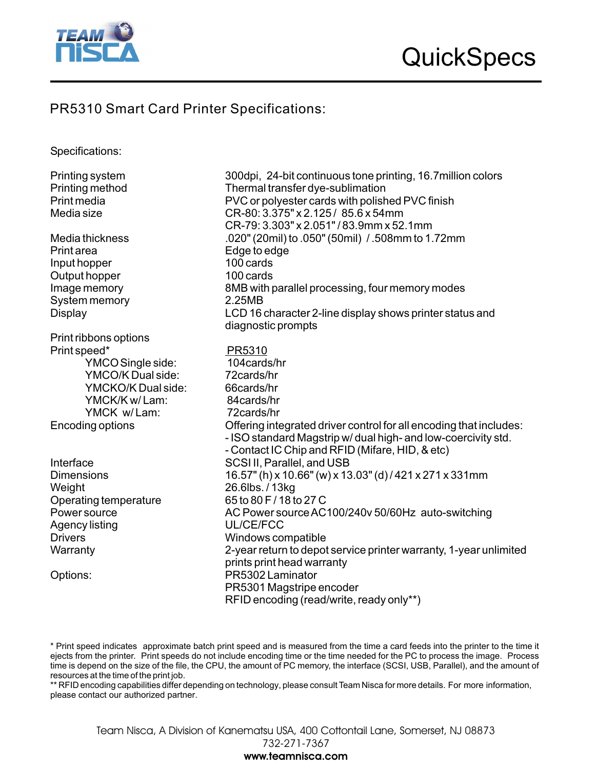# QuickSpecs

## PR5310 Smart Card Printer Specifications:

Specifications:

| | |
|---|---|
| Printing system | 300dpi, 24-bit continuous tone printing, 16.7million colors |
| Printing method | Thermal transfer dye-sublimation |
| Print media | PVC or polyester cards with polished PVC finish |
| Media size | CR-80: 3.375" x 2.125 / 85.6 x 54mm<br>CR-79: 3.303" x 2.051" / 83.9mm x 52.1mm |
| Media thickness | .020" (20mil) to .050" (50mil) / .508mm to 1.72mm |
| Print area | Edge to edge |
| Input hopper | 100 cards |
| Output hopper | 100 cards |
| Image memory | 8MB with parallel processing, four memory modes |
| System memory | 2.25MB |
| Display | LCD 16 character 2-line display shows printer status and diagnostic prompts |
| Print ribbons options | |
| Print speed* | PR5310 |
| YMCO Single side: | 104cards/hr |
| YMCO/K Dual side: | 72cards/hr |
| YMCKO/K Dual side: | 66cards/hr |
| YMCK/K w/ Lam: | 84cards/hr |
| YMCK w/ Lam: | 72cards/hr |
| Encoding options | Offering integrated driver control for all encoding that includes:<br>- ISO standard Magstrip w/ dual high- and low-coercivity std.<br>- Contact IC Chip and RFID (Mifare, HID, & etc) |
| Interface | SCSI II, Parallel, and USB |
| Dimensions | 16.57" (h) x 10.66" (w) x 13.03" (d) / 421 x 271 x 331mm |
| Weight | 26.6lbs. / 13kg |
| Operating temperature | 65 to 80 F / 18 to 27 C |
| Power source | AC Power source AC100/240v 50/60Hz auto-switching |
| Agency listing | UL/CE/FCC |
| Drivers | Windows compatible |
| Warranty | 2-year return to depot service printer warranty, 1-year unlimited prints print head warranty |
| Options: | PR5302 Laminator<br>PR5301 Magstripe encoder<br>RFID encoding (read/write, ready only**) |

* Print speed indicates approximate batch print speed and is measured from the time a card feeds into the printer to the time it ejects from the printer. Print speeds do not include encoding time or the time needed for the PC to process the image. Process time is depend on the size of the file, the CPU, the amount of PC memory, the interface (SCSI, USB, Parallel), and the amount of resources at the time of the print job.

** RFID encoding capabilities differ depending on technology, please consult Team Nisca for more details. For more information, please contact our authorized partner.

Team Nisca, A Division of Kanematsu USA, 400 Cottontail Lane, Somerset, NJ 08873
732-271-7367
**www.teamnisca.com**